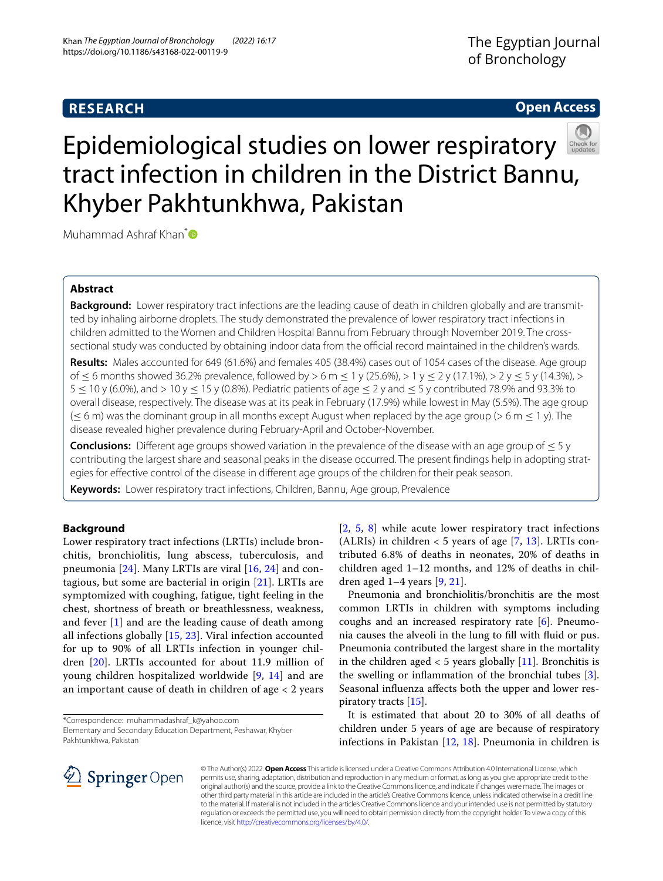RESEARCH

Open Access

# Epidemiological studies on lower respiratory tract infection in children in the District Bannu, Khyber Pakhtunkhwa, Pakistan

Muhammad Ashraf Khan*

## Abstract

**Background:** Lower respiratory tract infections are the leading cause of death in children globally and are transmitted by inhaling airborne droplets. The study demonstrated the prevalence of lower respiratory tract infections in children admitted to the Women and Children Hospital Bannu from February through November 2019. The cross-sectional study was conducted by obtaining indoor data from the official record maintained in the children's wards.

**Results:** Males accounted for 649 (61.6%) and females 405 (38.4%) cases out of 1054 cases of the disease. Age group of ≤ 6 months showed 36.2% prevalence, followed by > 6 m ≤ 1 y (25.6%), > 1 y ≤ 2 y (17.1%), > 2 y ≤ 5 y (14.3%), > 5 ≤ 10 y (6.0%), and > 10 y ≤ 15 y (0.8%). Pediatric patients of age ≤ 2 y and ≤ 5 y contributed 78.9% and 93.3% to overall disease, respectively. The disease was at its peak in February (17.9%) while lowest in May (5.5%). The age group (≤ 6 m) was the dominant group in all months except August when replaced by the age group (> 6 m ≤ 1 y). The disease revealed higher prevalence during February-April and October-November.

**Conclusions:** Different age groups showed variation in the prevalence of the disease with an age group of ≤ 5 y contributing the largest share and seasonal peaks in the disease occurred. The present findings help in adopting strategies for effective control of the disease in different age groups of the children for their peak season.

**Keywords:** Lower respiratory tract infections, Children, Bannu, Age group, Prevalence

## Background

Lower respiratory tract infections (LRTIs) include bronchitis, bronchiolitis, lung abscess, tuberculosis, and pneumonia [24]. Many LRTIs are viral [16, 24] and contagious, but some are bacterial in origin [21]. LRTIs are symptomized with coughing, fatigue, tight feeling in the chest, shortness of breath or breathlessness, weakness, and fever [1] and are the leading cause of death among all infections globally [15, 23]. Viral infection accounted for up to 90% of all LRTIs infection in younger children [20]. LRTIs accounted for about 11.9 million of young children hospitalized worldwide [9, 14] and are an important cause of death in children of age < 2 years [2, 5, 8] while acute lower respiratory tract infections (ALRIs) in children < 5 years of age [7, 13]. LRTIs contributed 6.8% of deaths in neonates, 20% of deaths in children aged 1–12 months, and 12% of deaths in children aged 1–4 years [9, 21].

Pneumonia and bronchiolitis/bronchitis are the most common LRTIs in children with symptoms including coughs and an increased respiratory rate [6]. Pneumonia causes the alveoli in the lung to fill with fluid or pus. Pneumonia contributed the largest share in the mortality in the children aged < 5 years globally [11]. Bronchitis is the swelling or inflammation of the bronchial tubes [3]. Seasonal influenza affects both the upper and lower respiratory tracts [15].

It is estimated that about 20 to 30% of all deaths of children under 5 years of age are because of respiratory infections in Pakistan [12, 18]. Pneumonia in children is

*Correspondence: muhammadashraf_k@yahoo.com
Elementary and Secondary Education Department, Peshawar, Khyber Pakhtunkhwa, Pakistan

© The Author(s) 2022. **Open Access** This article is licensed under a Creative Commons Attribution 4.0 International License, which permits use, sharing, adaptation, distribution and reproduction in any medium or format, as long as you give appropriate credit to the original author(s) and the source, provide a link to the Creative Commons licence, and indicate if changes were made. The images or other third party material in this article are included in the article's Creative Commons licence, unless indicated otherwise in a credit line to the material. If material is not included in the article's Creative Commons licence and your intended use is not permitted by statutory regulation or exceeds the permitted use, you will need to obtain permission directly from the copyright holder. To view a copy of this licence, visit http://creativecommons.org/licenses/by/4.0/.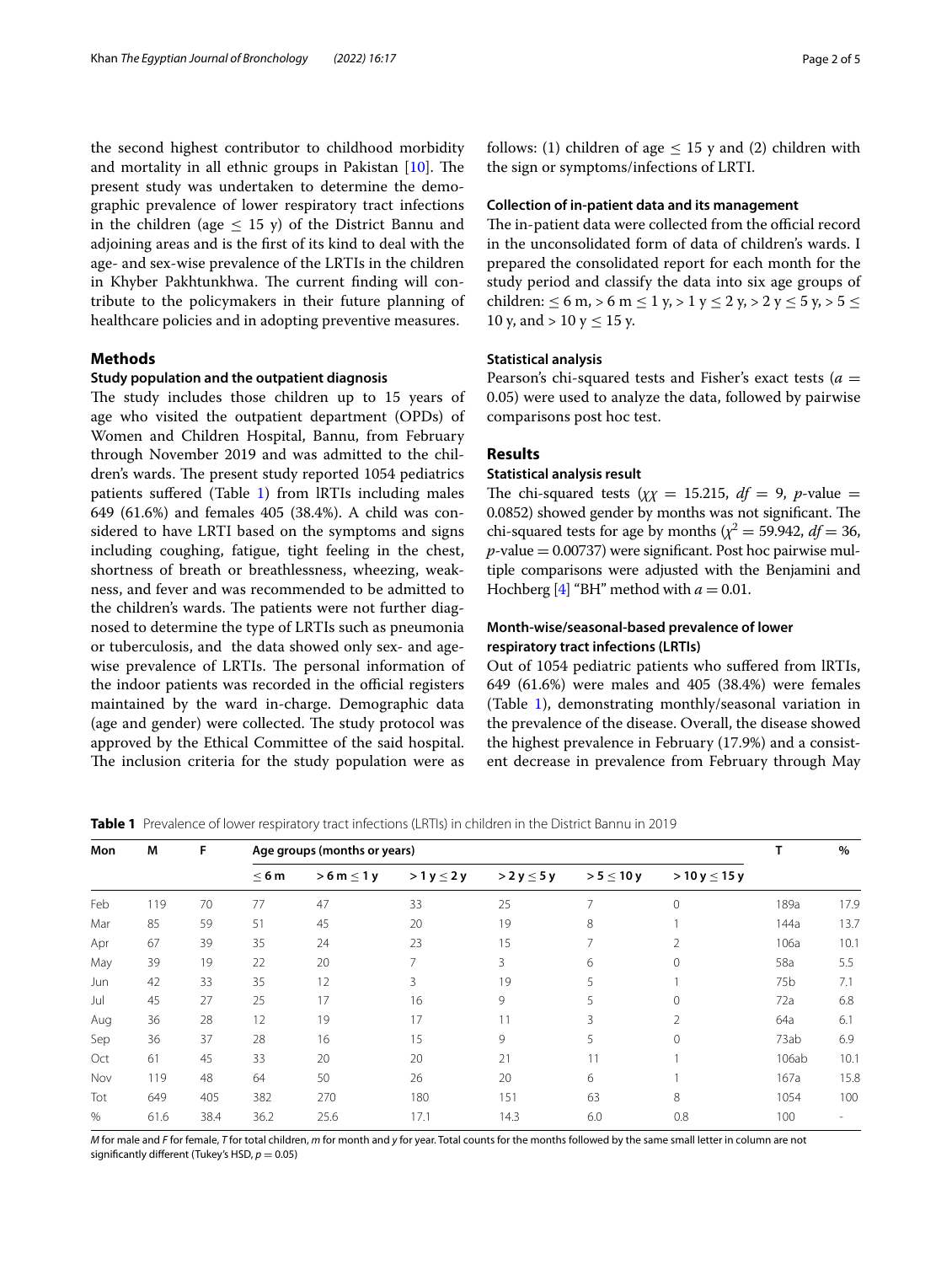the second highest contributor to childhood morbidity and mortality in all ethnic groups in Pakistan [10]. The present study was undertaken to determine the demographic prevalence of lower respiratory tract infections in the children (age $\leq$ 15 y) of the District Bannu and adjoining areas and is the first of its kind to deal with the age- and sex-wise prevalence of the LRTIs in the children in Khyber Pakhtunkhwa. The current finding will contribute to the policymakers in their future planning of healthcare policies and in adopting preventive measures.

## Methods

### Study population and the outpatient diagnosis

The study includes those children up to 15 years of age who visited the outpatient department (OPDs) of Women and Children Hospital, Bannu, from February through November 2019 and was admitted to the children's wards. The present study reported 1054 pediatrics patients suffered (Table 1) from lRTIs including males 649 (61.6%) and females 405 (38.4%). A child was considered to have LRTI based on the symptoms and signs including coughing, fatigue, tight feeling in the chest, shortness of breath or breathlessness, wheezing, weakness, and fever and was recommended to be admitted to the children's wards. The patients were not further diagnosed to determine the type of LRTIs such as pneumonia or tuberculosis, and the data showed only sex- and age-wise prevalence of LRTIs. The personal information of the indoor patients was recorded in the official registers maintained by the ward in-charge. Demographic data (age and gender) were collected. The study protocol was approved by the Ethical Committee of the said hospital. The inclusion criteria for the study population were as follows: (1) children of age $\leq$ 15 y and (2) children with the sign or symptoms/infections of LRTI.

### Collection of in-patient data and its management

The in-patient data were collected from the official record in the unconsolidated form of data of children's wards. I prepared the consolidated report for each month for the study period and classify the data into six age groups of children: $\leq$ 6 m, > 6 m $\leq$ 1 y, > 1 y $\leq$ 2 y, > 2 y $\leq$ 5 y, > 5 $\leq$ 10 y, and > 10 y $\leq$ 15 y.

### Statistical analysis

Pearson's chi-squared tests and Fisher's exact tests ($a$ = 0.05) were used to analyze the data, followed by pairwise comparisons post hoc test.

## Results

### Statistical analysis result

The chi-squared tests ($\chi\chi$ = 15.215, $df$ = 9, $p$-value = 0.0852) showed gender by months was not significant. The chi-squared tests for age by months ($\chi^2$ = 59.942, $df$ = 36, $p$-value = 0.00737) were significant. Post hoc pairwise multiple comparisons were adjusted with the Benjamini and Hochberg [4] "BH" method with $a$ = 0.01.

### Month-wise/seasonal-based prevalence of lower respiratory tract infections (LRTIs)

Out of 1054 pediatric patients who suffered from lRTIs, 649 (61.6%) were males and 405 (38.4%) were females (Table 1), demonstrating monthly/seasonal variation in the prevalence of the disease. Overall, the disease showed the highest prevalence in February (17.9%) and a consistent decrease in prevalence from February through May

**Table 1** Prevalence of lower respiratory tract infections (LRTIs) in children in the District Bannu in 2019

| Mon | M | F | Age groups (months or years) | | | | | | T | % |
|---|---|---|---|---|---|---|---|---|---|---|
| | | | ≤ 6 m | > 6 m ≤ 1 y | > 1 y ≤ 2 y | > 2 y ≤ 5 y | > 5 ≤ 10 y | > 10 y ≤ 15 y | | |
| Feb | 119 | 70 | 77 | 47 | 33 | 25 | 7 | 0 | 189a | 17.9 |
| Mar | 85 | 59 | 51 | 45 | 20 | 19 | 8 | 1 | 144a | 13.7 |
| Apr | 67 | 39 | 35 | 24 | 23 | 15 | 7 | 2 | 106a | 10.1 |
| May | 39 | 19 | 22 | 20 | 7 | 3 | 6 | 0 | 58a | 5.5 |
| Jun | 42 | 33 | 35 | 12 | 3 | 19 | 5 | 1 | 75b | 7.1 |
| Jul | 45 | 27 | 25 | 17 | 16 | 9 | 5 | 0 | 72a | 6.8 |
| Aug | 36 | 28 | 12 | 19 | 17 | 11 | 3 | 2 | 64a | 6.1 |
| Sep | 36 | 37 | 28 | 16 | 15 | 9 | 5 | 0 | 73ab | 6.9 |
| Oct | 61 | 45 | 33 | 20 | 20 | 21 | 11 | 1 | 106ab | 10.1 |
| Nov | 119 | 48 | 64 | 50 | 26 | 20 | 6 | 1 | 167a | 15.8 |
| Tot | 649 | 405 | 382 | 270 | 180 | 151 | 63 | 8 | 1054 | 100 |
| % | 61.6 | 38.4 | 36.2 | 25.6 | 17.1 | 14.3 | 6.0 | 0.8 | 100 | - |

*M* for male and *F* for female, *T* for total children, *m* for month and *y* for year. Total counts for the months followed by the same small letter in column are not significantly different (Tukey's HSD, $p$ = 0.05)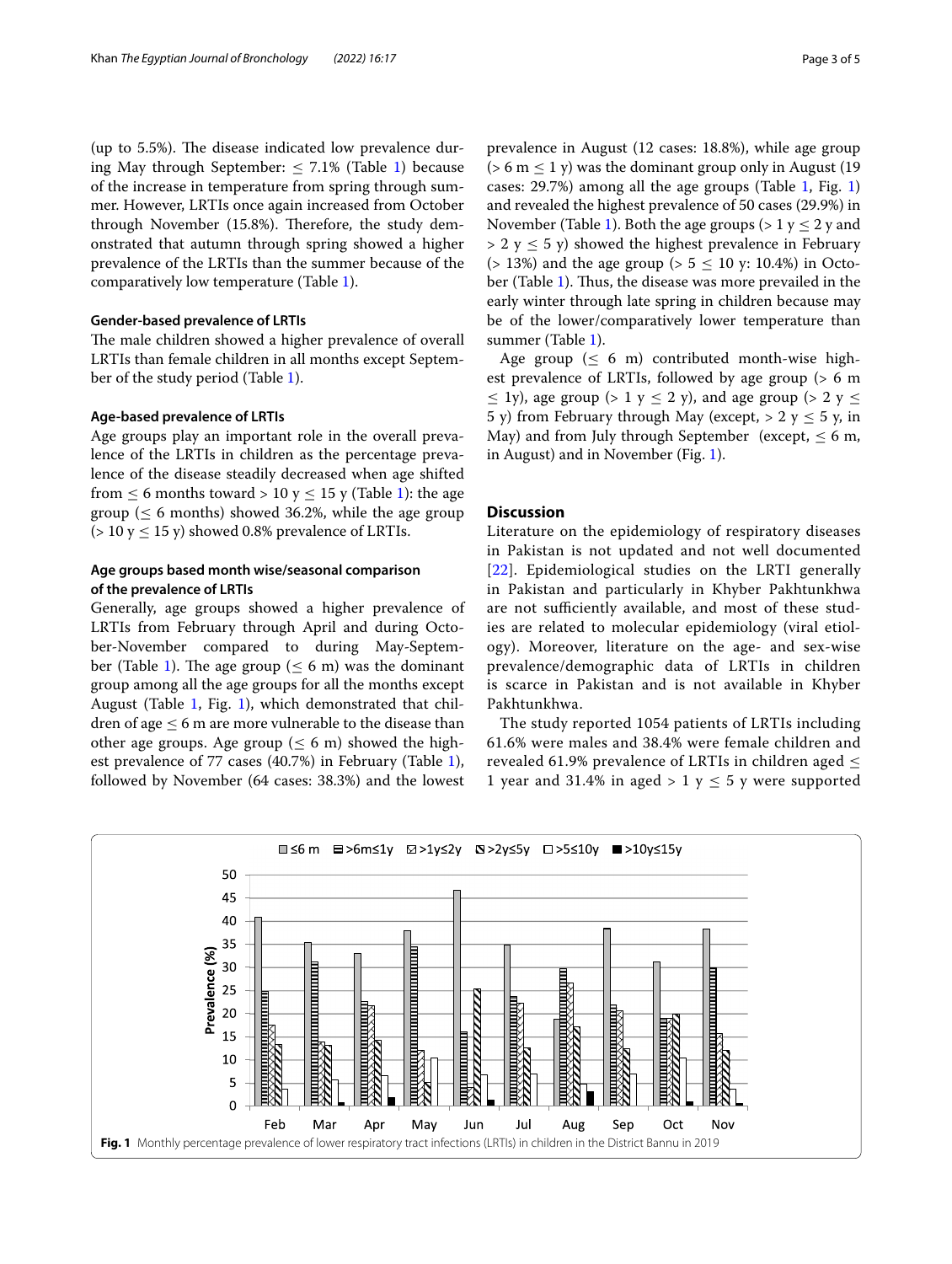(up to 5.5%). The disease indicated low prevalence during May through September: ≤ 7.1% (Table 1) because of the increase in temperature from spring through summer. However, LRTIs once again increased from October through November (15.8%). Therefore, the study demonstrated that autumn through spring showed a higher prevalence of the LRTIs than the summer because of the comparatively low temperature (Table 1).

#### Gender-based prevalence of LRTIs

The male children showed a higher prevalence of overall LRTIs than female children in all months except September of the study period (Table 1).

#### Age-based prevalence of LRTIs

Age groups play an important role in the overall prevalence of the LRTIs in children as the percentage prevalence of the disease steadily decreased when age shifted from ≤ 6 months toward > 10 y ≤ 15 y (Table 1): the age group (≤ 6 months) showed 36.2%, while the age group (> 10 y ≤ 15 y) showed 0.8% prevalence of LRTIs.

#### Age groups based month wise/seasonal comparison of the prevalence of LRTIs

Generally, age groups showed a higher prevalence of LRTIs from February through April and during October-November compared to during May-September (Table 1). The age group (≤ 6 m) was the dominant group among all the age groups for all the months except August (Table 1, Fig. 1), which demonstrated that children of age ≤ 6 m are more vulnerable to the disease than other age groups. Age group (≤ 6 m) showed the highest prevalence of 77 cases (40.7%) in February (Table 1), followed by November (64 cases: 38.3%) and the lowest prevalence in August (12 cases: 18.8%), while age group (> 6 m ≤ 1 y) was the dominant group only in August (19 cases: 29.7%) among all the age groups (Table 1, Fig. 1) and revealed the highest prevalence of 50 cases (29.9%) in November (Table 1). Both the age groups (> 1 y ≤ 2 y and > 2 y ≤ 5 y) showed the highest prevalence in February (> 13%) and the age group (> 5 ≤ 10 y: 10.4%) in October (Table 1). Thus, the disease was more prevailed in the early winter through late spring in children because may be of the lower/comparatively lower temperature than summer (Table 1).

Age group (≤ 6 m) contributed month-wise highest prevalence of LRTIs, followed by age group (> 6 m ≤ 1y), age group (> 1 y ≤ 2 y), and age group (> 2 y ≤ 5 y) from February through May (except, > 2 y ≤ 5 y, in May) and from July through September (except, ≤ 6 m, in August) and in November (Fig. 1).

## Discussion

Literature on the epidemiology of respiratory diseases in Pakistan is not updated and not well documented [22]. Epidemiological studies on the LRTI generally in Pakistan and particularly in Khyber Pakhtunkhwa are not sufficiently available, and most of these studies are related to molecular epidemiology (viral etiology). Moreover, literature on the age- and sex-wise prevalence/demographic data of LRTIs in children is scarce in Pakistan and is not available in Khyber Pakhtunkhwa.

The study reported 1054 patients of LRTIs including 61.6% were males and 38.4% were female children and revealed 61.9% prevalence of LRTIs in children aged ≤ 1 year and 31.4% in aged > 1 y ≤ 5 y were supported

**Fig. 1** Monthly percentage prevalence of lower respiratory tract infections (LRTIs) in children in the District Bannu in 2019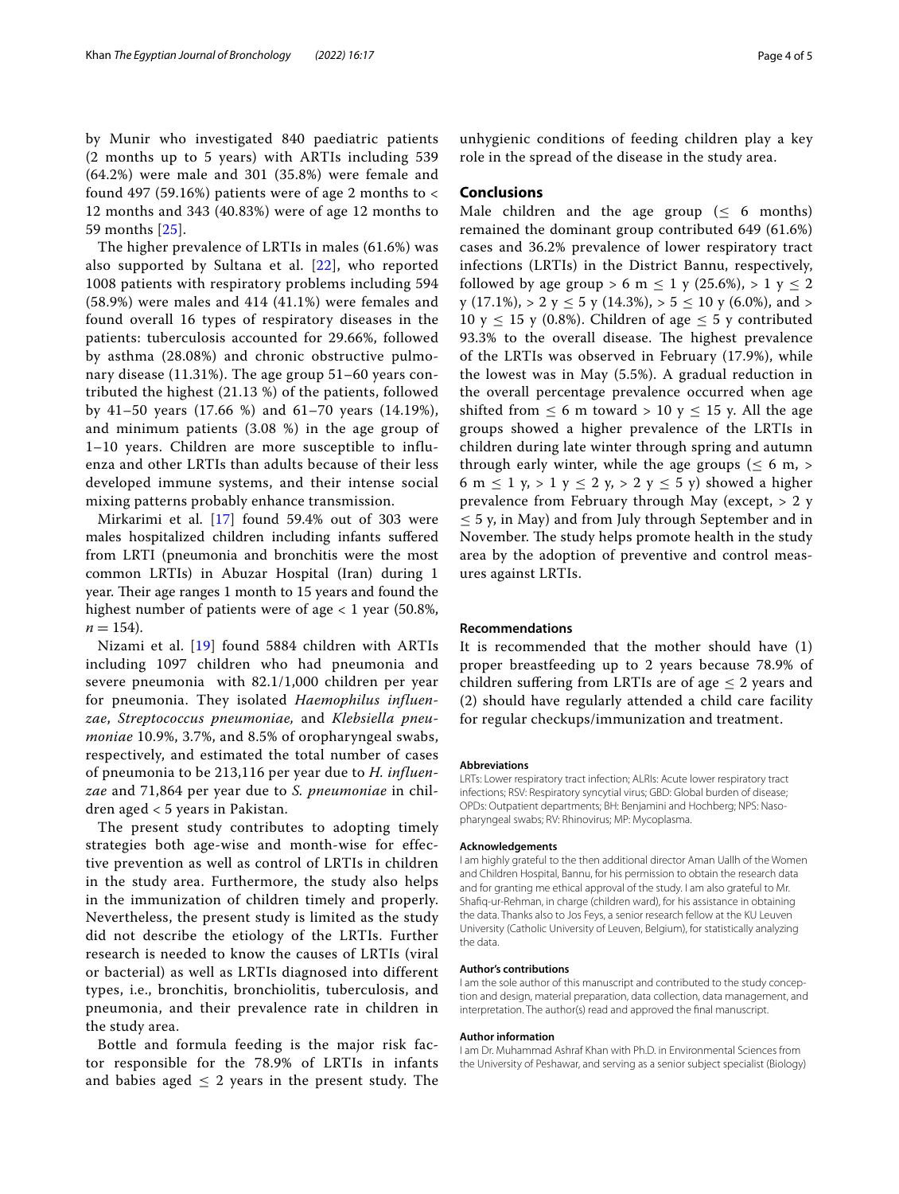by Munir who investigated 840 paediatric patients (2 months up to 5 years) with ARTIs including 539 (64.2%) were male and 301 (35.8%) were female and found 497 (59.16%) patients were of age 2 months to < 12 months and 343 (40.83%) were of age 12 months to 59 months [25].

The higher prevalence of LRTIs in males (61.6%) was also supported by Sultana et al. [22], who reported 1008 patients with respiratory problems including 594 (58.9%) were males and 414 (41.1%) were females and found overall 16 types of respiratory diseases in the patients: tuberculosis accounted for 29.66%, followed by asthma (28.08%) and chronic obstructive pulmonary disease (11.31%). The age group 51–60 years contributed the highest (21.13 %) of the patients, followed by 41–50 years (17.66 %) and 61–70 years (14.19%), and minimum patients (3.08 %) in the age group of 1–10 years. Children are more susceptible to influenza and other LRTIs than adults because of their less developed immune systems, and their intense social mixing patterns probably enhance transmission.

Mirkarimi et al. [17] found 59.4% out of 303 were males hospitalized children including infants suffered from LRTI (pneumonia and bronchitis were the most common LRTIs) in Abuzar Hospital (Iran) during 1 year. Their age ranges 1 month to 15 years and found the highest number of patients were of age < 1 year (50.8%, $n = 154$).

Nizami et al. [19] found 5884 children with ARTIs including 1097 children who had pneumonia and severe pneumonia with 82.1/1,000 children per year for pneumonia. They isolated *Haemophilus influenzae*, *Streptococcus pneumoniae*, and *Klebsiella pneumoniae* 10.9%, 3.7%, and 8.5% of oropharyngeal swabs, respectively, and estimated the total number of cases of pneumonia to be 213,116 per year due to *H. influenzae* and 71,864 per year due to *S. pneumoniae* in children aged < 5 years in Pakistan.

The present study contributes to adopting timely strategies both age-wise and month-wise for effective prevention as well as control of LRTIs in children in the study area. Furthermore, the study also helps in the immunization of children timely and properly. Nevertheless, the present study is limited as the study did not describe the etiology of the LRTIs. Further research is needed to know the causes of LRTIs (viral or bacterial) as well as LRTIs diagnosed into different types, i.e., bronchitis, bronchiolitis, tuberculosis, and pneumonia, and their prevalence rate in children in the study area.

Bottle and formula feeding is the major risk factor responsible for the 78.9% of LRTIs in infants and babies aged ≤ 2 years in the present study. The unhygienic conditions of feeding children play a key role in the spread of the disease in the study area.

## Conclusions

Male children and the age group (≤ 6 months) remained the dominant group contributed 649 (61.6%) cases and 36.2% prevalence of lower respiratory tract infections (LRTIs) in the District Bannu, respectively, followed by age group > 6 m ≤ 1 y (25.6%), > 1 y ≤ 2 y (17.1%), > 2 y ≤ 5 y (14.3%), > 5 ≤ 10 y (6.0%), and > 10 y ≤ 15 y (0.8%). Children of age ≤ 5 y contributed 93.3% to the overall disease. The highest prevalence of the LRTIs was observed in February (17.9%), while the lowest was in May (5.5%). A gradual reduction in the overall percentage prevalence occurred when age shifted from ≤ 6 m toward > 10 y ≤ 15 y. All the age groups showed a higher prevalence of the LRTIs in children during late winter through spring and autumn through early winter, while the age groups (≤ 6 m, > 6 m ≤ 1 y, > 1 y ≤ 2 y, > 2 y ≤ 5 y) showed a higher prevalence from February through May (except, > 2 y ≤ 5 y, in May) and from July through September and in November. The study helps promote health in the study area by the adoption of preventive and control measures against LRTIs.

### Recommendations

It is recommended that the mother should have (1) proper breastfeeding up to 2 years because 78.9% of children suffering from LRTIs are of age ≤ 2 years and (2) should have regularly attended a child care facility for regular checkups/immunization and treatment.

#### Abbreviations

LRTs: Lower respiratory tract infection; ALRIs: Acute lower respiratory tract infections; RSV: Respiratory syncytial virus; GBD: Global burden of disease; OPDs: Outpatient departments; BH: Benjamini and Hochberg; NPS: Nasopharyngeal swabs; RV: Rhinovirus; MP: Mycoplasma.

#### Acknowledgements

I am highly grateful to the then additional director Aman Uallh of the Women and Children Hospital, Bannu, for his permission to obtain the research data and for granting me ethical approval of the study. I am also grateful to Mr. Shafiq-ur-Rehman, in charge (children ward), for his assistance in obtaining the data. Thanks also to Jos Feys, a senior research fellow at the KU Leuven University (Catholic University of Leuven, Belgium), for statistically analyzing the data.

#### Author's contributions

I am the sole author of this manuscript and contributed to the study conception and design, material preparation, data collection, data management, and interpretation. The author(s) read and approved the final manuscript.

#### Author information

I am Dr. Muhammad Ashraf Khan with Ph.D. in Environmental Sciences from the University of Peshawar, and serving as a senior subject specialist (Biology)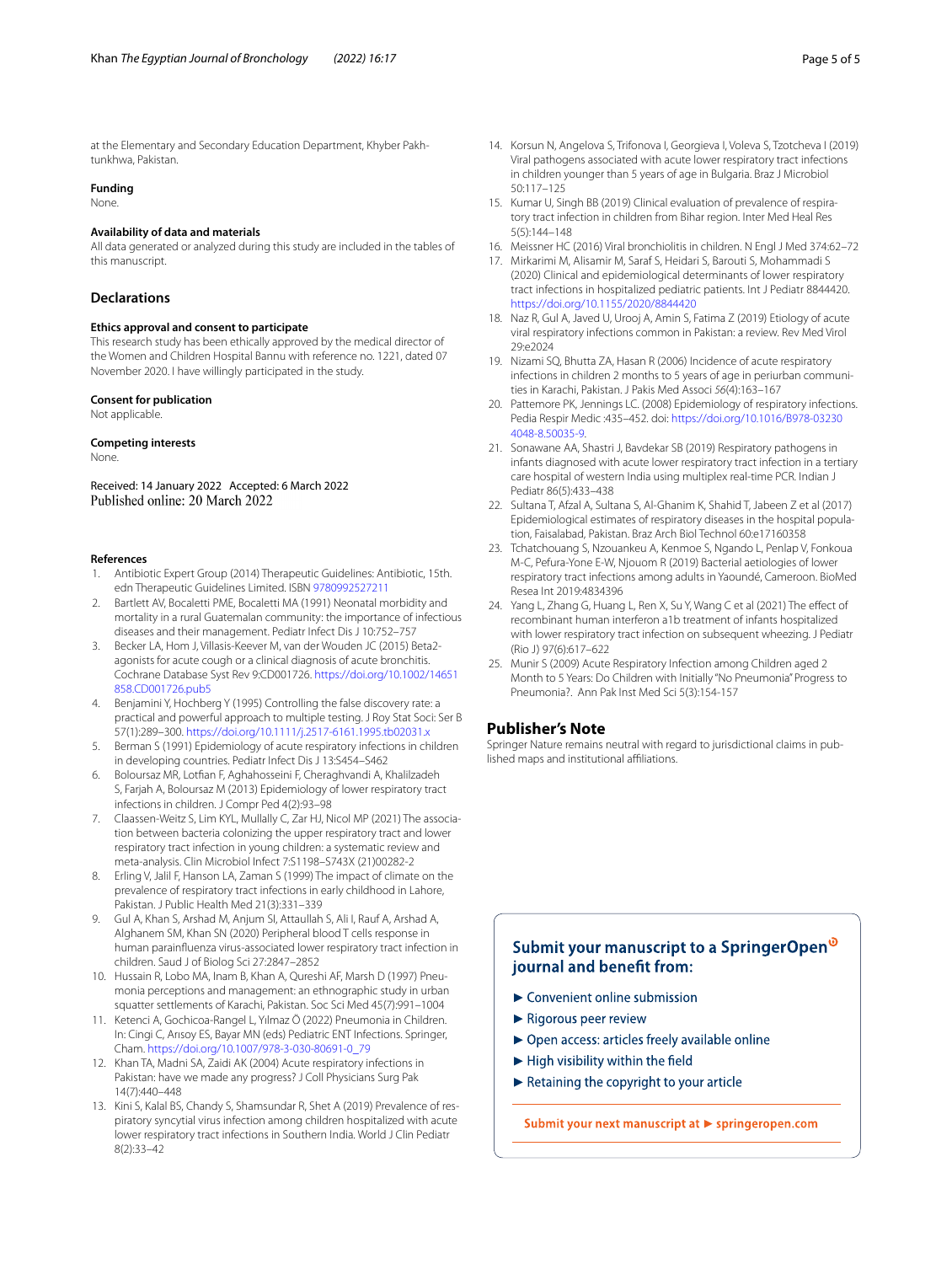at the Elementary and Secondary Education Department, Khyber Pakhtunkhwa, Pakistan.

#### Funding
None.

#### Availability of data and materials
All data generated or analyzed during this study are included in the tables of this manuscript.

### Declarations

#### Ethics approval and consent to participate
This research study has been ethically approved by the medical director of the Women and Children Hospital Bannu with reference no. 1221, dated 07 November 2020. I have willingly participated in the study.

#### Consent for publication
Not applicable.

#### Competing interests
None.

Received: 14 January 2022 Accepted: 6 March 2022
Published online: 20 March 2022

#### References

1. Antibiotic Expert Group (2014) Therapeutic Guidelines: Antibiotic, 15th. edn Therapeutic Guidelines Limited. ISBN 9780992527211
2. Bartlett AV, Bocaletti PME, Bocaletti MA (1991) Neonatal morbidity and mortality in a rural Guatemalan community: the importance of infectious diseases and their management. Pediatr Infect Dis J 10:752–757
3. Becker LA, Hom J, Villasis-Keever M, van der Wouden JC (2015) Beta2-agonists for acute cough or a clinical diagnosis of acute bronchitis. Cochrane Database Syst Rev 9:CD001726. https://doi.org/10.1002/14651858.CD001726.pub5
4. Benjamini Y, Hochberg Y (1995) Controlling the false discovery rate: a practical and powerful approach to multiple testing. J Roy Stat Soci: Ser B 57(1):289–300. https://doi.org/10.1111/j.2517-6161.1995.tb02031.x
5. Berman S (1991) Epidemiology of acute respiratory infections in children in developing countries. Pediatr Infect Dis J 13:S454–S462
6. Boloursaz MR, Lotfian F, Aghahosseini F, Cheraghvandi A, Khalilzadeh S, Farjah A, Boloursaz M (2013) Epidemiology of lower respiratory tract infections in children. J Compr Ped 4(2):93–98
7. Claassen-Weitz S, Lim KYL, Mullally C, Zar HJ, Nicol MP (2021) The association between bacteria colonizing the upper respiratory tract and lower respiratory tract infection in young children: a systematic review and meta-analysis. Clin Microbiol Infect 7:S1198–S743X (21)00282-2
8. Erling V, Jalil F, Hanson LA, Zaman S (1999) The impact of climate on the prevalence of respiratory tract infections in early childhood in Lahore, Pakistan. J Public Health Med 21(3):331–339
9. Gul A, Khan S, Arshad M, Anjum SI, Attaullah S, Ali I, Rauf A, Arshad A, Alghanem SM, Khan SN (2020) Peripheral blood T cells response in human parainfluenza virus-associated lower respiratory tract infection in children. Saud J of Biolog Sci 27:2847–2852
10. Hussain R, Lobo MA, Inam B, Khan A, Qureshi AF, Marsh D (1997) Pneumonia perceptions and management: an ethnographic study in urban squatter settlements of Karachi, Pakistan. Soc Sci Med 45(7):991–1004
11. Ketenci A, Gochicoa-Rangel L, Yılmaz Ö (2022) Pneumonia in Children. In: Cingi C, Arısoy ES, Bayar MN (eds) Pediatric ENT Infections. Springer, Cham. https://doi.org/10.1007/978-3-030-80691-0_79
12. Khan TA, Madni SA, Zaidi AK (2004) Acute respiratory infections in Pakistan: have we made any progress? J Coll Physicians Surg Pak 14(7):440–448
13. Kini S, Kalal BS, Chandy S, Shamsundar R, Shet A (2019) Prevalence of respiratory syncytial virus infection among children hospitalized with acute lower respiratory tract infections in Southern India. World J Clin Pediatr 8(2):33–42
14. Korsun N, Angelova S, Trifonova I, Georgieva I, Voleva S, Tzotcheva I (2019) Viral pathogens associated with acute lower respiratory tract infections in children younger than 5 years of age in Bulgaria. Braz J Microbiol 50:117–125
15. Kumar U, Singh BB (2019) Clinical evaluation of prevalence of respiratory tract infection in children from Bihar region. Inter Med Heal Res 5(5):144–148
16. Meissner HC (2016) Viral bronchiolitis in children. N Engl J Med 374:62–72
17. Mirkarimi M, Alisamir M, Saraf S, Heidari S, Barouti S, Mohammadi S (2020) Clinical and epidemiological determinants of lower respiratory tract infections in hospitalized pediatric patients. Int J Pediatr 8844420. https://doi.org/10.1155/2020/8844420
18. Naz R, Gul A, Javed U, Urooj A, Amin S, Fatima Z (2019) Etiology of acute viral respiratory infections common in Pakistan: a review. Rev Med Virol 29:e2024
19. Nizami SQ, Bhutta ZA, Hasan R (2006) Incidence of acute respiratory infections in children 2 months to 5 years of age in periurban communities in Karachi, Pakistan. J Pakis Med Associ *56*(4):163–167
20. Pattemore PK, Jennings LC. (2008) Epidemiology of respiratory infections. Pedia Respir Medic :435–452. doi: https://doi.org/10.1016/B978-032304048-8.50035-9.
21. Sonawane AA, Shastri J, Bavdekar SB (2019) Respiratory pathogens in infants diagnosed with acute lower respiratory tract infection in a tertiary care hospital of western India using multiplex real-time PCR. Indian J Pediatr 86(5):433–438
22. Sultana T, Afzal A, Sultana S, Al-Ghanim K, Shahid T, Jabeen Z et al (2017) Epidemiological estimates of respiratory diseases in the hospital population, Faisalabad, Pakistan. Braz Arch Biol Technol 60:e17160358
23. Tchatchouang S, Nzouankeu A, Kenmoe S, Ngando L, Penlap V, Fonkoua M-C, Pefura-Yone E-W, Njouom R (2019) Bacterial aetiologies of lower respiratory tract infections among adults in Yaoundé, Cameroon. BioMed Resea Int 2019:4834396
24. Yang L, Zhang G, Huang L, Ren X, Su Y, Wang C et al (2021) The effect of recombinant human interferon a1b treatment of infants hospitalized with lower respiratory tract infection on subsequent wheezing. J Pediatr (Rio J) 97(6):617–622
25. Munir S (2009) Acute Respiratory Infection among Children aged 2 Month to 5 Years: Do Children with Initially "No Pneumonia" Progress to Pneumonia?. Ann Pak Inst Med Sci 5(3):154-157

### Publisher's Note
Springer Nature remains neutral with regard to jurisdictional claims in published maps and institutional affiliations.

**Submit your manuscript to a SpringerOpen journal and benefit from:**

- ▶ Convenient online submission
- ▶ Rigorous peer review
- ▶ Open access: articles freely available online
- ▶ High visibility within the field
- ▶ Retaining the copyright to your article

**Submit your next manuscript at ▶ springeropen.com**